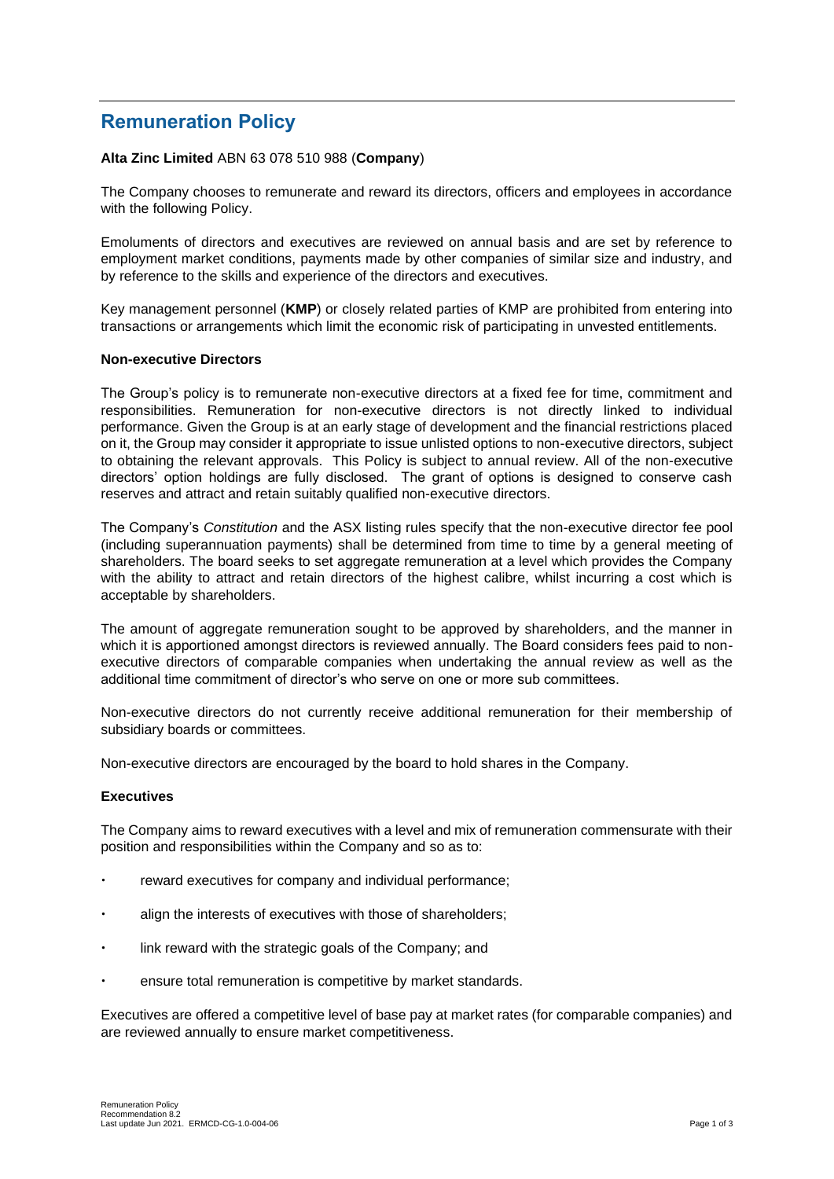# Remuneration Policy

**Alta Zinc Limited** ABN 63 078 510 988 (**Company**)

The Company chooses to remunerate and reward its directors, officers and employees in accordance with the following Policy.

Emoluments of directors and executives are reviewed on annual basis and are set by reference to employment market conditions, payments made by other companies of similar size and industry, and by reference to the skills and experience of the directors and executives.

Key management personnel (**KMP**) or closely related parties of KMP are prohibited from entering into transactions or arrangements which limit the economic risk of participating in unvested entitlements.

### Non-executive Directors

The Group's policy is to remunerate non-executive directors at a fixed fee for time, commitment and responsibilities. Remuneration for non-executive directors is not directly linked to individual performance. Given the Group is at an early stage of development and the financial restrictions placed on it, the Group may consider it appropriate to issue unlisted options to non-executive directors, subject to obtaining the relevant approvals. This Policy is subject to annual review. All of the non-executive directors' option holdings are fully disclosed. The grant of options is designed to conserve cash reserves and attract and retain suitably qualified non-executive directors.

The Company's *Constitution* and the ASX listing rules specify that the non-executive director fee pool (including superannuation payments) shall be determined from time to time by a general meeting of shareholders. The board seeks to set aggregate remuneration at a level which provides the Company with the ability to attract and retain directors of the highest calibre, whilst incurring a cost which is acceptable by shareholders.

The amount of aggregate remuneration sought to be approved by shareholders, and the manner in which it is apportioned amongst directors is reviewed annually. The Board considers fees paid to non-executive directors of comparable companies when undertaking the annual review as well as the additional time commitment of director's who serve on one or more sub committees.

Non-executive directors do not currently receive additional remuneration for their membership of subsidiary boards or committees.

Non-executive directors are encouraged by the board to hold shares in the Company.

### Executives

The Company aims to reward executives with a level and mix of remuneration commensurate with their position and responsibilities within the Company and so as to:

- reward executives for company and individual performance;
- align the interests of executives with those of shareholders;
- link reward with the strategic goals of the Company; and
- ensure total remuneration is competitive by market standards.

Executives are offered a competitive level of base pay at market rates (for comparable companies) and are reviewed annually to ensure market competitiveness.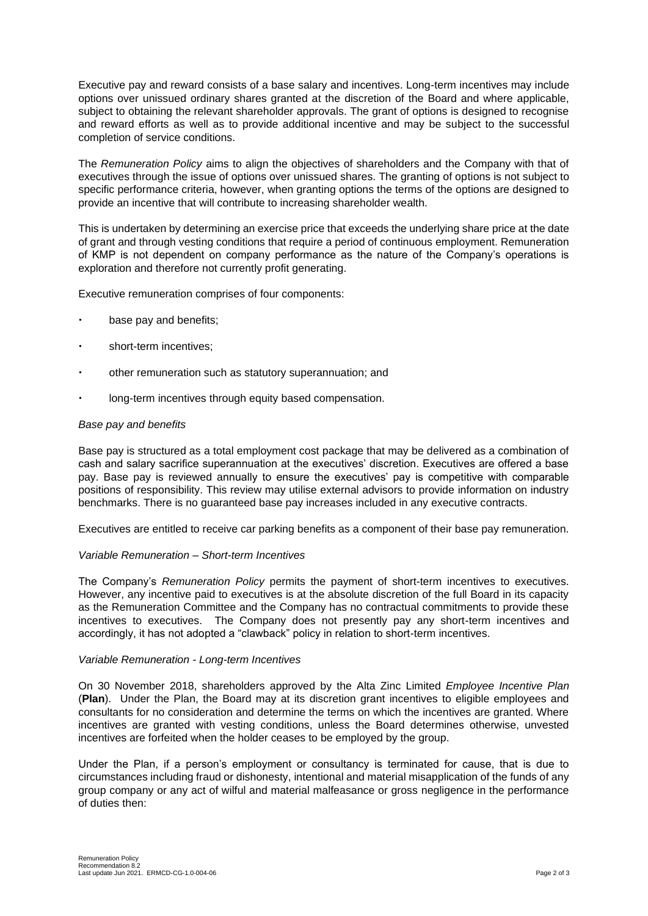Executive pay and reward consists of a base salary and incentives. Long-term incentives may include options over unissued ordinary shares granted at the discretion of the Board and where applicable, subject to obtaining the relevant shareholder approvals. The grant of options is designed to recognise and reward efforts as well as to provide additional incentive and may be subject to the successful completion of service conditions.

The *Remuneration Policy* aims to align the objectives of shareholders and the Company with that of executives through the issue of options over unissued shares. The granting of options is not subject to specific performance criteria, however, when granting options the terms of the options are designed to provide an incentive that will contribute to increasing shareholder wealth.

This is undertaken by determining an exercise price that exceeds the underlying share price at the date of grant and through vesting conditions that require a period of continuous employment. Remuneration of KMP is not dependent on company performance as the nature of the Company's operations is exploration and therefore not currently profit generating.

Executive remuneration comprises of four components:

- base pay and benefits;
- short-term incentives;
- other remuneration such as statutory superannuation; and
- long-term incentives through equity based compensation.

*Base pay and benefits*

Base pay is structured as a total employment cost package that may be delivered as a combination of cash and salary sacrifice superannuation at the executives' discretion. Executives are offered a base pay. Base pay is reviewed annually to ensure the executives' pay is competitive with comparable positions of responsibility. This review may utilise external advisors to provide information on industry benchmarks. There is no guaranteed base pay increases included in any executive contracts.

Executives are entitled to receive car parking benefits as a component of their base pay remuneration.

*Variable Remuneration – Short-term Incentives*

The Company's *Remuneration Policy* permits the payment of short-term incentives to executives. However, any incentive paid to executives is at the absolute discretion of the full Board in its capacity as the Remuneration Committee and the Company has no contractual commitments to provide these incentives to executives. The Company does not presently pay any short-term incentives and accordingly, it has not adopted a "clawback" policy in relation to short-term incentives.

*Variable Remuneration - Long-term Incentives*

On 30 November 2018, shareholders approved by the Alta Zinc Limited *Employee Incentive Plan* (**Plan**). Under the Plan, the Board may at its discretion grant incentives to eligible employees and consultants for no consideration and determine the terms on which the incentives are granted. Where incentives are granted with vesting conditions, unless the Board determines otherwise, unvested incentives are forfeited when the holder ceases to be employed by the group.

Under the Plan, if a person's employment or consultancy is terminated for cause, that is due to circumstances including fraud or dishonesty, intentional and material misapplication of the funds of any group company or any act of wilful and material malfeasance or gross negligence in the performance of duties then: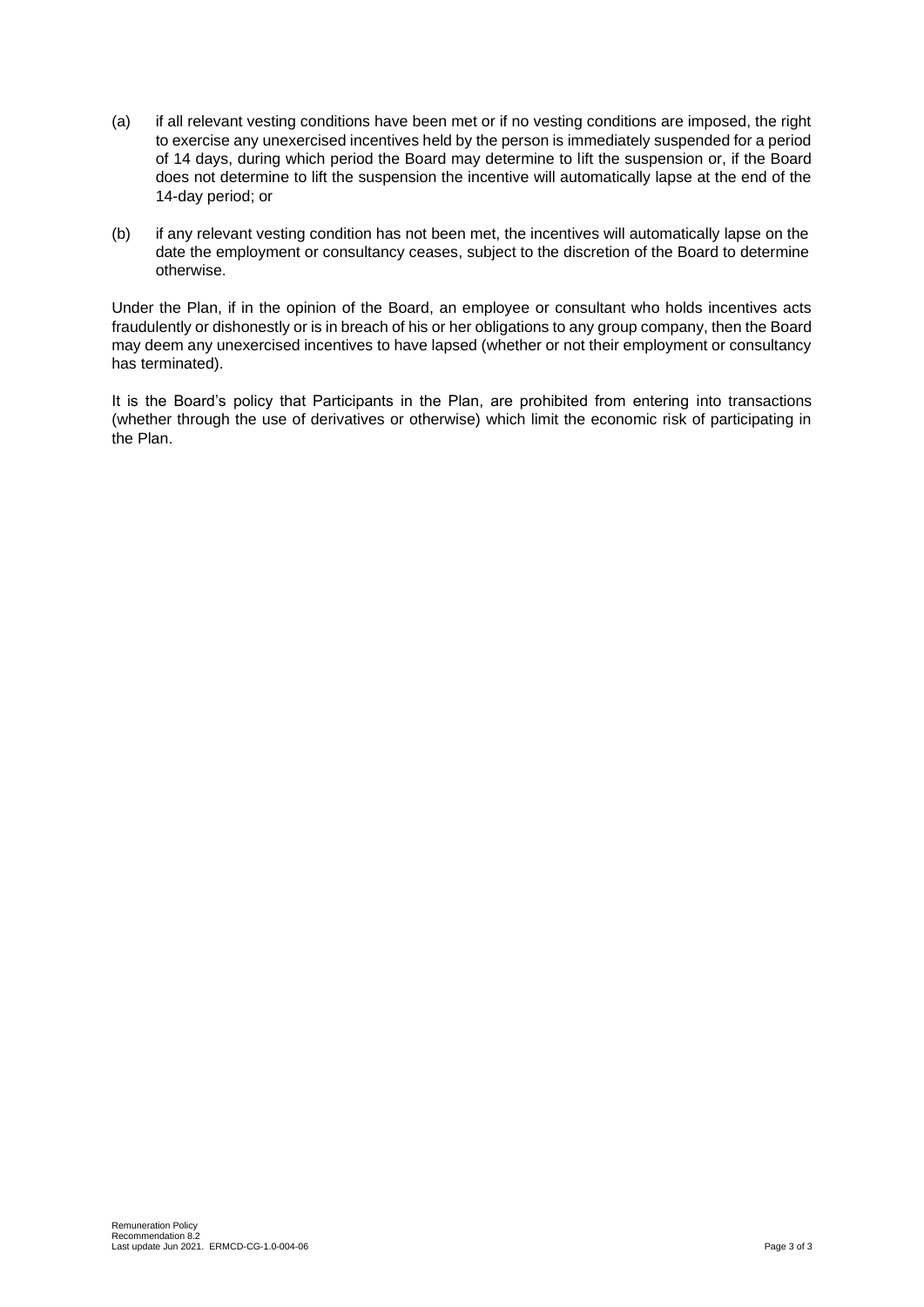(a) if all relevant vesting conditions have been met or if no vesting conditions are imposed, the right to exercise any unexercised incentives held by the person is immediately suspended for a period of 14 days, during which period the Board may determine to lift the suspension or, if the Board does not determine to lift the suspension the incentive will automatically lapse at the end of the 14-day period; or

(b) if any relevant vesting condition has not been met, the incentives will automatically lapse on the date the employment or consultancy ceases, subject to the discretion of the Board to determine otherwise.

Under the Plan, if in the opinion of the Board, an employee or consultant who holds incentives acts fraudulently or dishonestly or is in breach of his or her obligations to any group company, then the Board may deem any unexercised incentives to have lapsed (whether or not their employment or consultancy has terminated).

It is the Board's policy that Participants in the Plan, are prohibited from entering into transactions (whether through the use of derivatives or otherwise) which limit the economic risk of participating in the Plan.